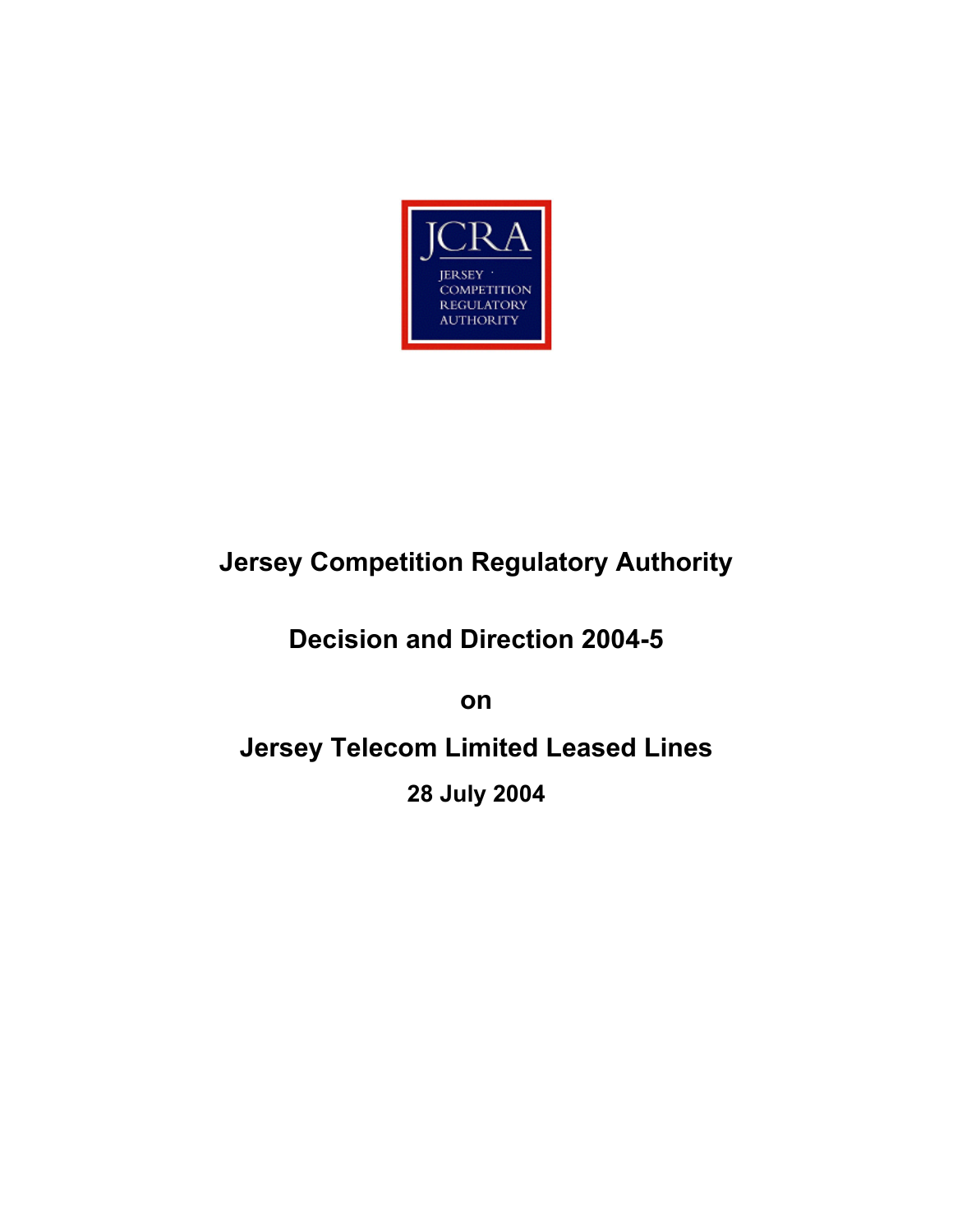JCRA

JERSEY COMPETITION REGULATORY AUTHORITY

# Jersey Competition Regulatory Authority

## Decision and Direction 2004-5

## on

## Jersey Telecom Limited Leased Lines

**28 July 2004**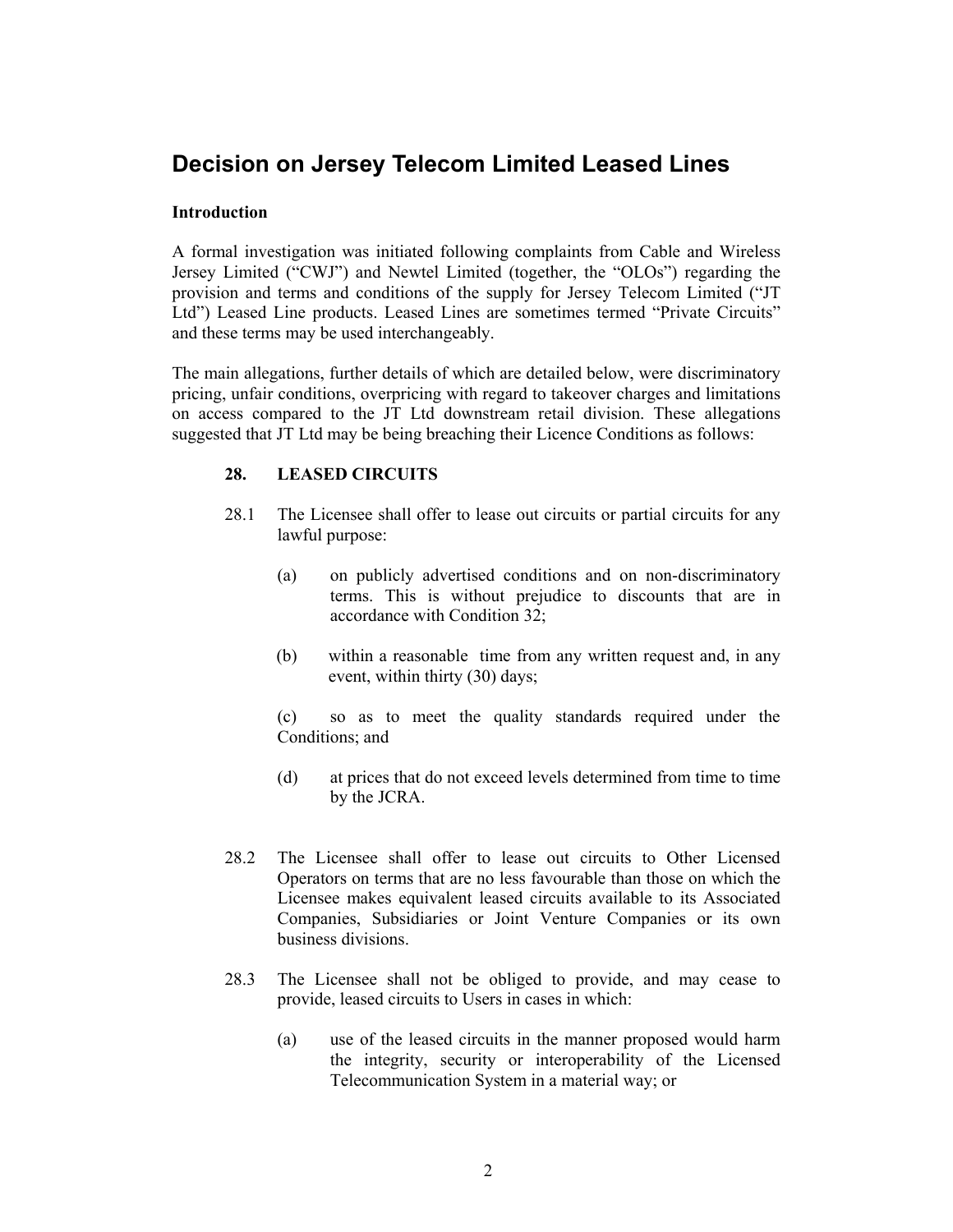# Decision on Jersey Telecom Limited Leased Lines

**Introduction**

A formal investigation was initiated following complaints from Cable and Wireless Jersey Limited ("CWJ") and Newtel Limited (together, the "OLOs") regarding the provision and terms and conditions of the supply for Jersey Telecom Limited ("JT Ltd") Leased Line products. Leased Lines are sometimes termed "Private Circuits" and these terms may be used interchangeably.

The main allegations, further details of which are detailed below, were discriminatory pricing, unfair conditions, overpricing with regard to takeover charges and limitations on access compared to the JT Ltd downstream retail division. These allegations suggested that JT Ltd may be being breaching their Licence Conditions as follows:

**28. LEASED CIRCUITS**

28.1 The Licensee shall offer to lease out circuits or partial circuits for any lawful purpose:

(a) on publicly advertised conditions and on non-discriminatory terms. This is without prejudice to discounts that are in accordance with Condition 32;

(b) within a reasonable time from any written request and, in any event, within thirty (30) days;

(c) so as to meet the quality standards required under the Conditions; and

(d) at prices that do not exceed levels determined from time to time by the JCRA.

28.2 The Licensee shall offer to lease out circuits to Other Licensed Operators on terms that are no less favourable than those on which the Licensee makes equivalent leased circuits available to its Associated Companies, Subsidiaries or Joint Venture Companies or its own business divisions.

28.3 The Licensee shall not be obliged to provide, and may cease to provide, leased circuits to Users in cases in which:

(a) use of the leased circuits in the manner proposed would harm the integrity, security or interoperability of the Licensed Telecommunication System in a material way; or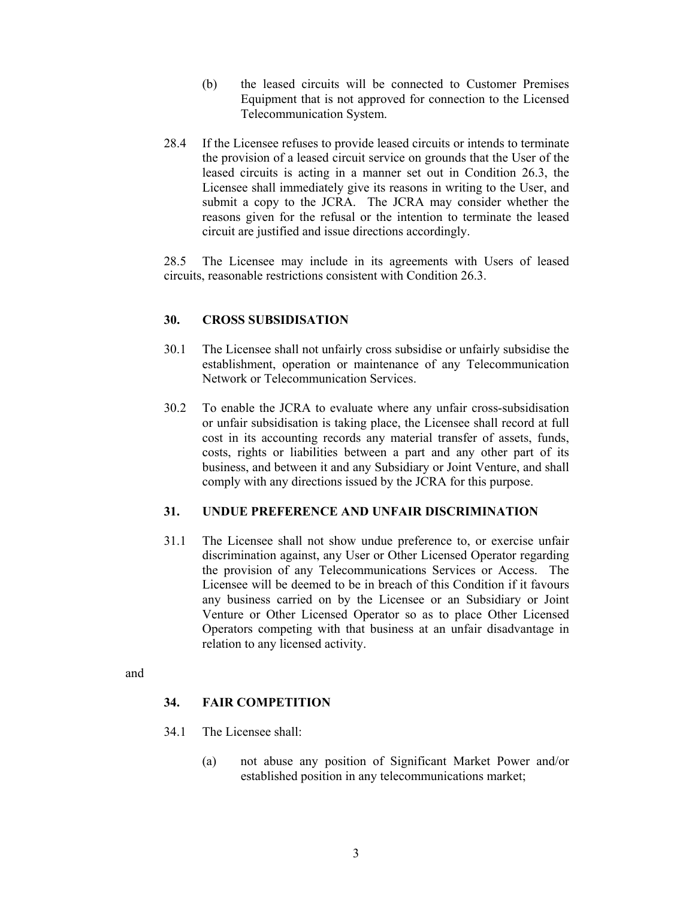(b) the leased circuits will be connected to Customer Premises Equipment that is not approved for connection to the Licensed Telecommunication System.

28.4 If the Licensee refuses to provide leased circuits or intends to terminate the provision of a leased circuit service on grounds that the User of the leased circuits is acting in a manner set out in Condition 26.3, the Licensee shall immediately give its reasons in writing to the User, and submit a copy to the JCRA. The JCRA may consider whether the reasons given for the refusal or the intention to terminate the leased circuit are justified and issue directions accordingly.

28.5 The Licensee may include in its agreements with Users of leased circuits, reasonable restrictions consistent with Condition 26.3.

### 30. CROSS SUBSIDISATION

30.1 The Licensee shall not unfairly cross subsidise or unfairly subsidise the establishment, operation or maintenance of any Telecommunication Network or Telecommunication Services.

30.2 To enable the JCRA to evaluate where any unfair cross-subsidisation or unfair subsidisation is taking place, the Licensee shall record at full cost in its accounting records any material transfer of assets, funds, costs, rights or liabilities between a part and any other part of its business, and between it and any Subsidiary or Joint Venture, and shall comply with any directions issued by the JCRA for this purpose.

### 31. UNDUE PREFERENCE AND UNFAIR DISCRIMINATION

31.1 The Licensee shall not show undue preference to, or exercise unfair discrimination against, any User or Other Licensed Operator regarding the provision of any Telecommunications Services or Access. The Licensee will be deemed to be in breach of this Condition if it favours any business carried on by the Licensee or an Subsidiary or Joint Venture or Other Licensed Operator so as to place Other Licensed Operators competing with that business at an unfair disadvantage in relation to any licensed activity.

and

### 34. FAIR COMPETITION

34.1 The Licensee shall:

(a) not abuse any position of Significant Market Power and/or established position in any telecommunications market;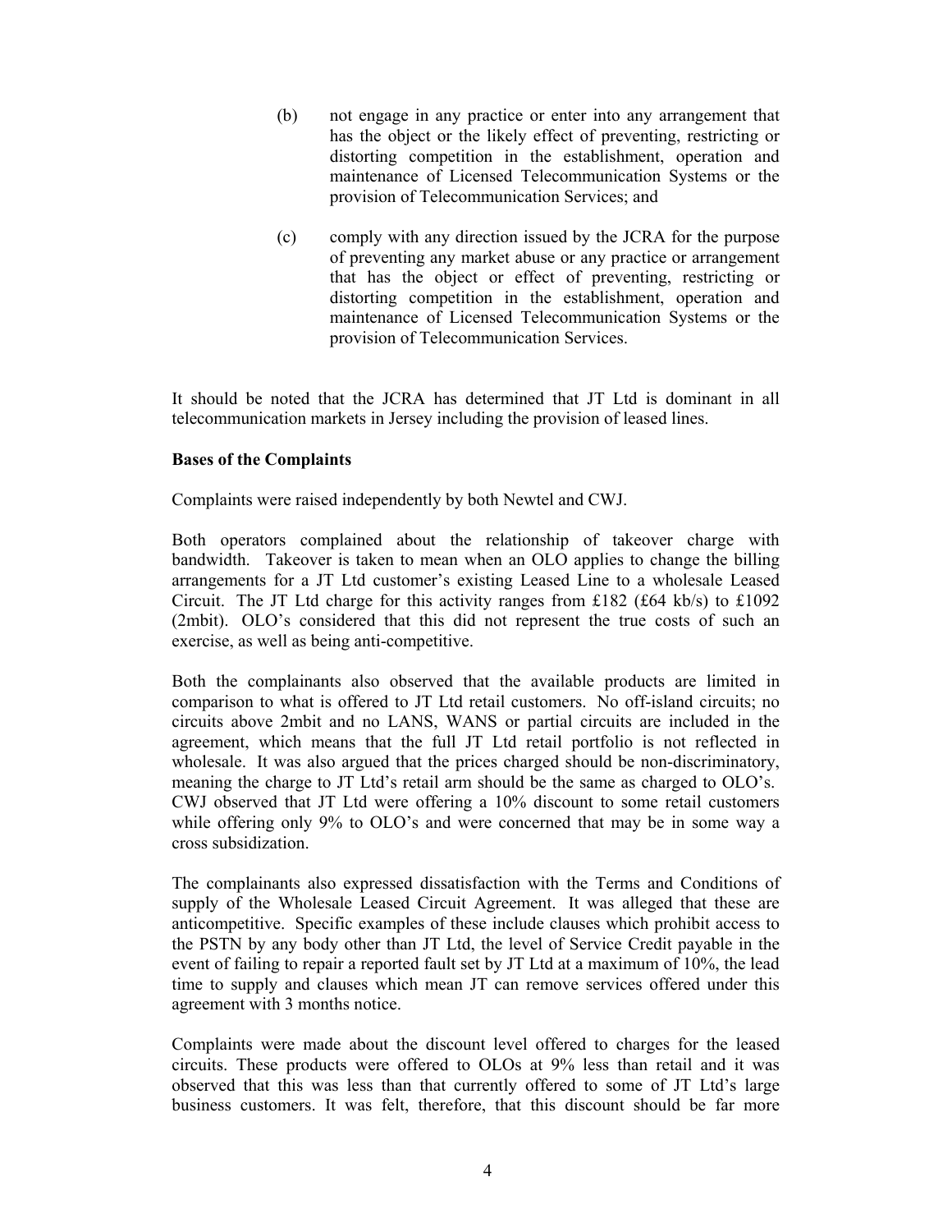(b) not engage in any practice or enter into any arrangement that has the object or the likely effect of preventing, restricting or distorting competition in the establishment, operation and maintenance of Licensed Telecommunication Systems or the provision of Telecommunication Services; and

(c) comply with any direction issued by the JCRA for the purpose of preventing any market abuse or any practice or arrangement that has the object or effect of preventing, restricting or distorting competition in the establishment, operation and maintenance of Licensed Telecommunication Systems or the provision of Telecommunication Services.

It should be noted that the JCRA has determined that JT Ltd is dominant in all telecommunication markets in Jersey including the provision of leased lines.

**Bases of the Complaints**

Complaints were raised independently by both Newtel and CWJ.

Both operators complained about the relationship of takeover charge with bandwidth. Takeover is taken to mean when an OLO applies to change the billing arrangements for a JT Ltd customer's existing Leased Line to a wholesale Leased Circuit. The JT Ltd charge for this activity ranges from £182 (£64 kb/s) to £1092 (2mbit). OLO's considered that this did not represent the true costs of such an exercise, as well as being anti-competitive.

Both the complainants also observed that the available products are limited in comparison to what is offered to JT Ltd retail customers. No off-island circuits; no circuits above 2mbit and no LANS, WANS or partial circuits are included in the agreement, which means that the full JT Ltd retail portfolio is not reflected in wholesale. It was also argued that the prices charged should be non-discriminatory, meaning the charge to JT Ltd's retail arm should be the same as charged to OLO's. CWJ observed that JT Ltd were offering a 10% discount to some retail customers while offering only 9% to OLO's and were concerned that may be in some way a cross subsidization.

The complainants also expressed dissatisfaction with the Terms and Conditions of supply of the Wholesale Leased Circuit Agreement. It was alleged that these are anticompetitive. Specific examples of these include clauses which prohibit access to the PSTN by any body other than JT Ltd, the level of Service Credit payable in the event of failing to repair a reported fault set by JT Ltd at a maximum of 10%, the lead time to supply and clauses which mean JT can remove services offered under this agreement with 3 months notice.

Complaints were made about the discount level offered to charges for the leased circuits. These products were offered to OLOs at 9% less than retail and it was observed that this was less than that currently offered to some of JT Ltd's large business customers. It was felt, therefore, that this discount should be far more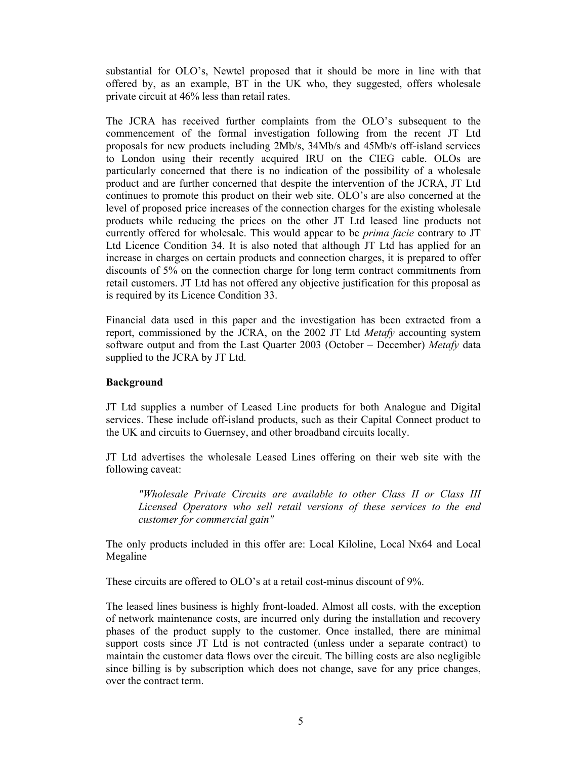substantial for OLO's, Newtel proposed that it should be more in line with that offered by, as an example, BT in the UK who, they suggested, offers wholesale private circuit at 46% less than retail rates.

The JCRA has received further complaints from the OLO's subsequent to the commencement of the formal investigation following from the recent JT Ltd proposals for new products including 2Mb/s, 34Mb/s and 45Mb/s off-island services to London using their recently acquired IRU on the CIEG cable. OLOs are particularly concerned that there is no indication of the possibility of a wholesale product and are further concerned that despite the intervention of the JCRA, JT Ltd continues to promote this product on their web site. OLO's are also concerned at the level of proposed price increases of the connection charges for the existing wholesale products while reducing the prices on the other JT Ltd leased line products not currently offered for wholesale. This would appear to be *prima facie* contrary to JT Ltd Licence Condition 34. It is also noted that although JT Ltd has applied for an increase in charges on certain products and connection charges, it is prepared to offer discounts of 5% on the connection charge for long term contract commitments from retail customers. JT Ltd has not offered any objective justification for this proposal as is required by its Licence Condition 33.

Financial data used in this paper and the investigation has been extracted from a report, commissioned by the JCRA, on the 2002 JT Ltd *Metafy* accounting system software output and from the Last Quarter 2003 (October – December) *Metafy* data supplied to the JCRA by JT Ltd.

**Background**

JT Ltd supplies a number of Leased Line products for both Analogue and Digital services. These include off-island products, such as their Capital Connect product to the UK and circuits to Guernsey, and other broadband circuits locally.

JT Ltd advertises the wholesale Leased Lines offering on their web site with the following caveat:

> *"Wholesale Private Circuits are available to other Class II or Class III Licensed Operators who sell retail versions of these services to the end customer for commercial gain"*

The only products included in this offer are: Local Kiloline, Local Nx64 and Local Megaline

These circuits are offered to OLO's at a retail cost-minus discount of 9%.

The leased lines business is highly front-loaded. Almost all costs, with the exception of network maintenance costs, are incurred only during the installation and recovery phases of the product supply to the customer. Once installed, there are minimal support costs since JT Ltd is not contracted (unless under a separate contract) to maintain the customer data flows over the circuit. The billing costs are also negligible since billing is by subscription which does not change, save for any price changes, over the contract term.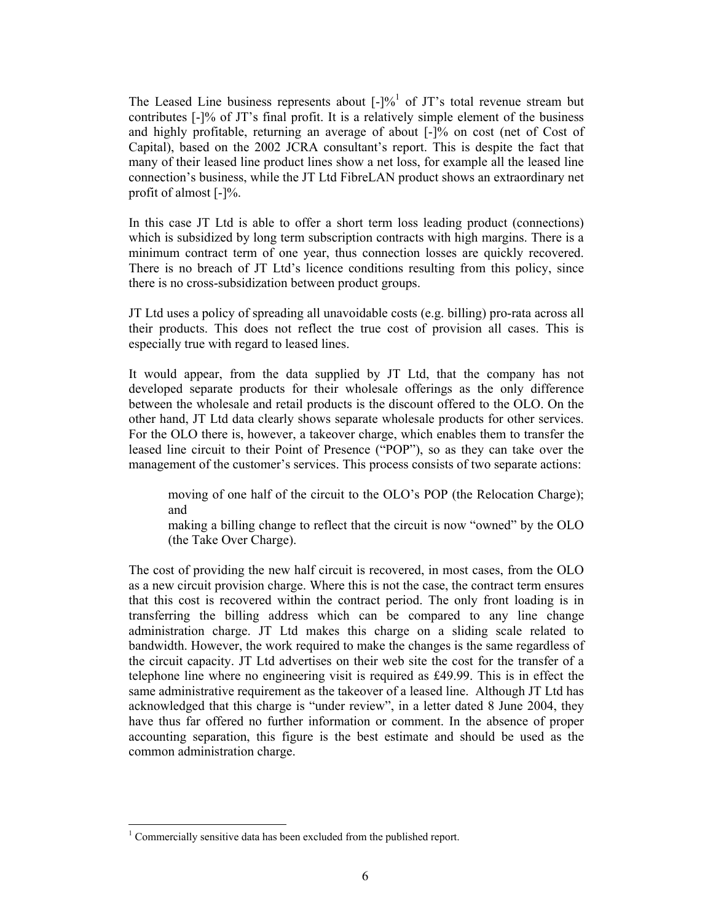The Leased Line business represents about [-]%[1] of JT's total revenue stream but contributes [-]% of JT's final profit. It is a relatively simple element of the business and highly profitable, returning an average of about [-]% on cost (net of Cost of Capital), based on the 2002 JCRA consultant's report. This is despite the fact that many of their leased line product lines show a net loss, for example all the leased line connection's business, while the JT Ltd FibreLAN product shows an extraordinary net profit of almost [-]%.

In this case JT Ltd is able to offer a short term loss leading product (connections) which is subsidized by long term subscription contracts with high margins. There is a minimum contract term of one year, thus connection losses are quickly recovered. There is no breach of JT Ltd's licence conditions resulting from this policy, since there is no cross-subsidization between product groups.

JT Ltd uses a policy of spreading all unavoidable costs (e.g. billing) pro-rata across all their products. This does not reflect the true cost of provision all cases. This is especially true with regard to leased lines.

It would appear, from the data supplied by JT Ltd, that the company has not developed separate products for their wholesale offerings as the only difference between the wholesale and retail products is the discount offered to the OLO. On the other hand, JT Ltd data clearly shows separate wholesale products for other services. For the OLO there is, however, a takeover charge, which enables them to transfer the leased line circuit to their Point of Presence ("POP"), so as they can take over the management of the customer's services. This process consists of two separate actions:

- moving of one half of the circuit to the OLO's POP (the Relocation Charge); and
- making a billing change to reflect that the circuit is now "owned" by the OLO (the Take Over Charge).

The cost of providing the new half circuit is recovered, in most cases, from the OLO as a new circuit provision charge. Where this is not the case, the contract term ensures that this cost is recovered within the contract period. The only front loading is in transferring the billing address which can be compared to any line change administration charge. JT Ltd makes this charge on a sliding scale related to bandwidth. However, the work required to make the changes is the same regardless of the circuit capacity. JT Ltd advertises on their web site the cost for the transfer of a telephone line where no engineering visit is required as £49.99. This is in effect the same administrative requirement as the takeover of a leased line. Although JT Ltd has acknowledged that this charge is "under review", in a letter dated 8 June 2004, they have thus far offered no further information or comment. In the absence of proper accounting separation, this figure is the best estimate and should be used as the common administration charge.

---

[1] Commercially sensitive data has been excluded from the published report.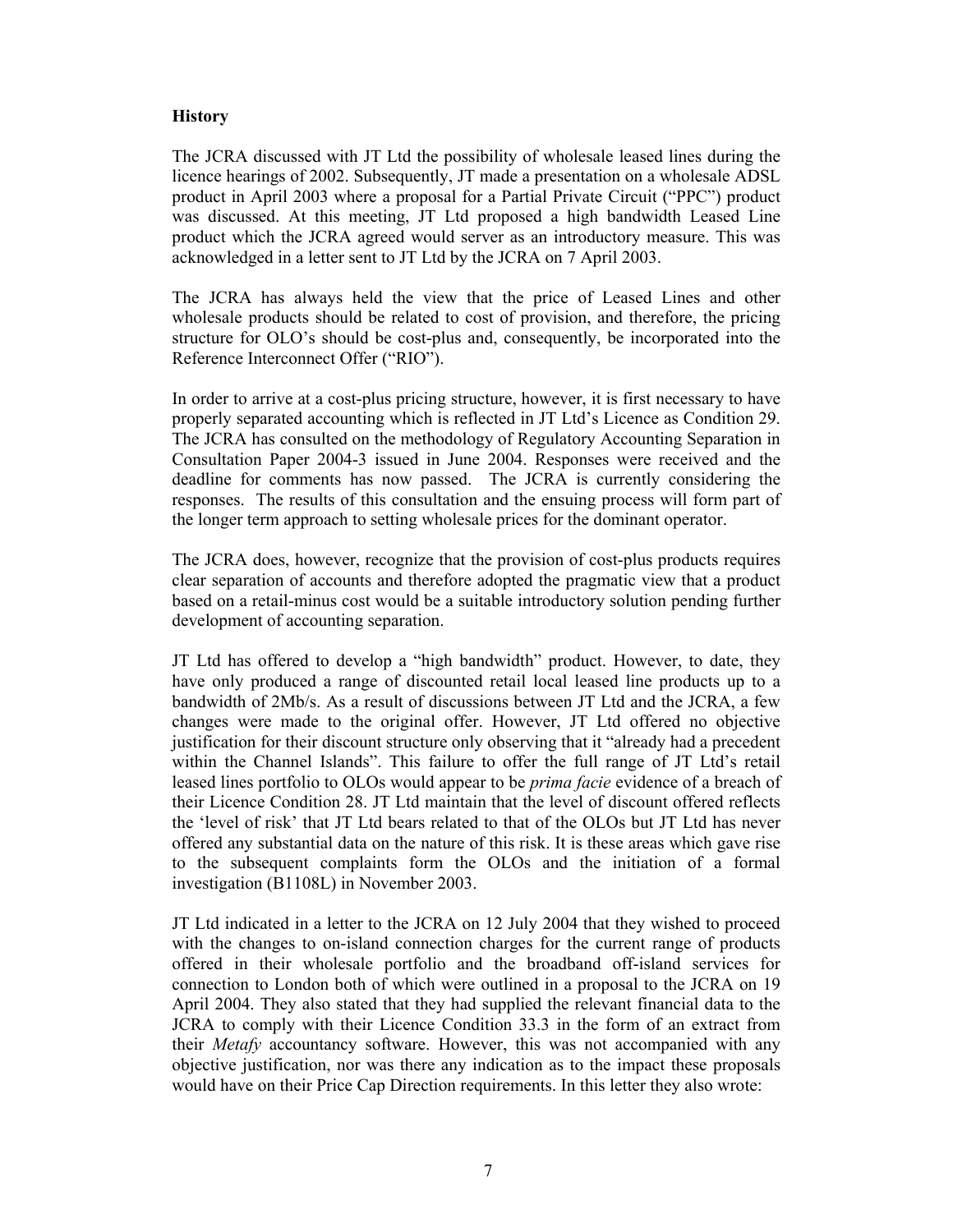**History**

The JCRA discussed with JT Ltd the possibility of wholesale leased lines during the licence hearings of 2002. Subsequently, JT made a presentation on a wholesale ADSL product in April 2003 where a proposal for a Partial Private Circuit ("PPC") product was discussed. At this meeting, JT Ltd proposed a high bandwidth Leased Line product which the JCRA agreed would server as an introductory measure. This was acknowledged in a letter sent to JT Ltd by the JCRA on 7 April 2003.

The JCRA has always held the view that the price of Leased Lines and other wholesale products should be related to cost of provision, and therefore, the pricing structure for OLO's should be cost-plus and, consequently, be incorporated into the Reference Interconnect Offer ("RIO").

In order to arrive at a cost-plus pricing structure, however, it is first necessary to have properly separated accounting which is reflected in JT Ltd's Licence as Condition 29. The JCRA has consulted on the methodology of Regulatory Accounting Separation in Consultation Paper 2004-3 issued in June 2004. Responses were received and the deadline for comments has now passed. The JCRA is currently considering the responses. The results of this consultation and the ensuing process will form part of the longer term approach to setting wholesale prices for the dominant operator.

The JCRA does, however, recognize that the provision of cost-plus products requires clear separation of accounts and therefore adopted the pragmatic view that a product based on a retail-minus cost would be a suitable introductory solution pending further development of accounting separation.

JT Ltd has offered to develop a "high bandwidth" product. However, to date, they have only produced a range of discounted retail local leased line products up to a bandwidth of 2Mb/s. As a result of discussions between JT Ltd and the JCRA, a few changes were made to the original offer. However, JT Ltd offered no objective justification for their discount structure only observing that it "already had a precedent within the Channel Islands". This failure to offer the full range of JT Ltd's retail leased lines portfolio to OLOs would appear to be *prima facie* evidence of a breach of their Licence Condition 28. JT Ltd maintain that the level of discount offered reflects the 'level of risk' that JT Ltd bears related to that of the OLOs but JT Ltd has never offered any substantial data on the nature of this risk. It is these areas which gave rise to the subsequent complaints form the OLOs and the initiation of a formal investigation (B1108L) in November 2003.

JT Ltd indicated in a letter to the JCRA on 12 July 2004 that they wished to proceed with the changes to on-island connection charges for the current range of products offered in their wholesale portfolio and the broadband off-island services for connection to London both of which were outlined in a proposal to the JCRA on 19 April 2004. They also stated that they had supplied the relevant financial data to the JCRA to comply with their Licence Condition 33.3 in the form of an extract from their *Metafy* accountancy software. However, this was not accompanied with any objective justification, nor was there any indication as to the impact these proposals would have on their Price Cap Direction requirements. In this letter they also wrote: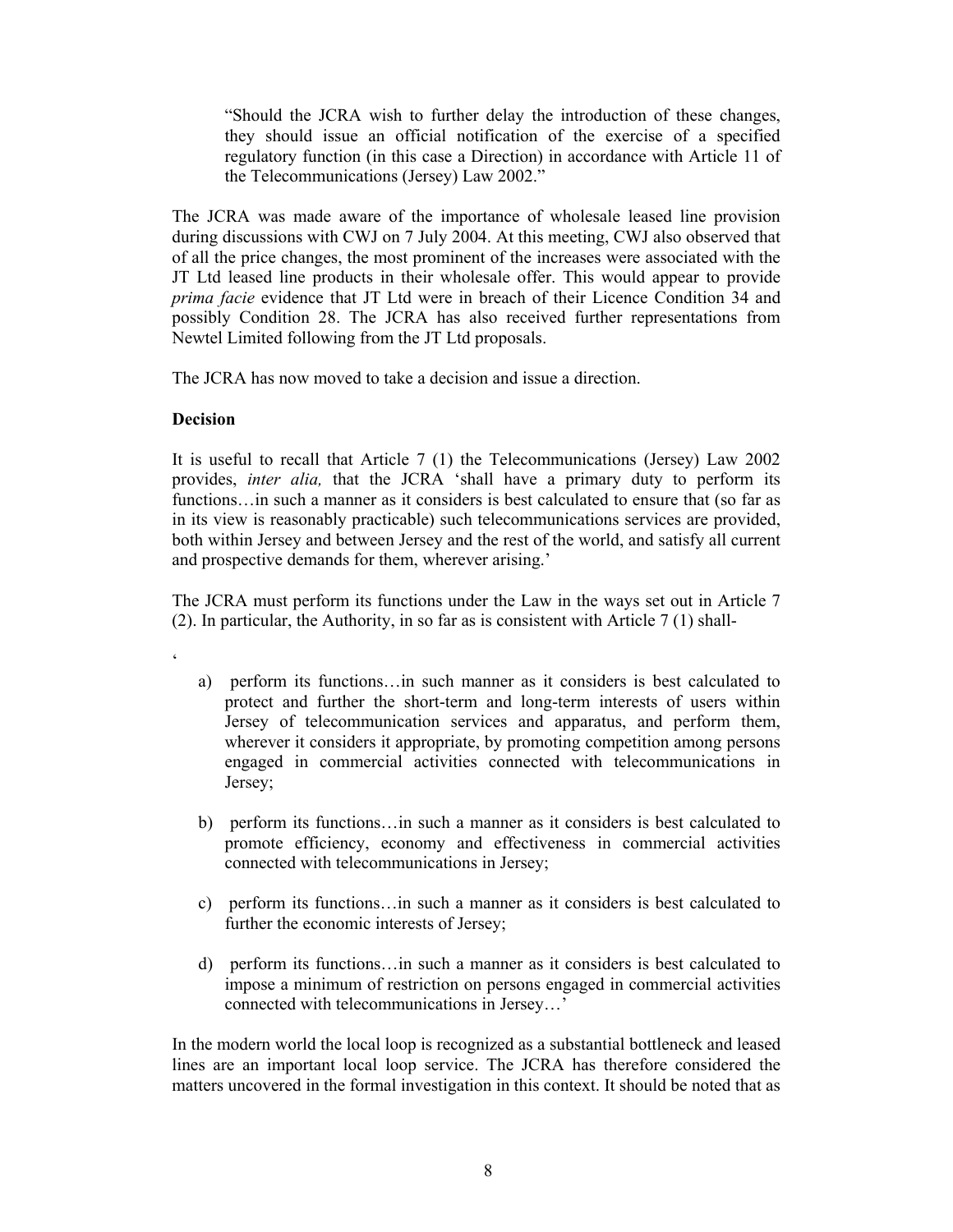> "Should the JCRA wish to further delay the introduction of these changes, they should issue an official notification of the exercise of a specified regulatory function (in this case a Direction) in accordance with Article 11 of the Telecommunications (Jersey) Law 2002."

The JCRA was made aware of the importance of wholesale leased line provision during discussions with CWJ on 7 July 2004. At this meeting, CWJ also observed that of all the price changes, the most prominent of the increases were associated with the JT Ltd leased line products in their wholesale offer. This would appear to provide *prima facie* evidence that JT Ltd were in breach of their Licence Condition 34 and possibly Condition 28. The JCRA has also received further representations from Newtel Limited following from the JT Ltd proposals.

The JCRA has now moved to take a decision and issue a direction.

**Decision**

It is useful to recall that Article 7 (1) the Telecommunications (Jersey) Law 2002 provides, *inter alia,* that the JCRA 'shall have a primary duty to perform its functions…in such a manner as it considers is best calculated to ensure that (so far as in its view is reasonably practicable) such telecommunications services are provided, both within Jersey and between Jersey and the rest of the world, and satisfy all current and prospective demands for them, wherever arising.'

The JCRA must perform its functions under the Law in the ways set out in Article 7 (2). In particular, the Authority, in so far as is consistent with Article 7 (1) shall-

'

a) perform its functions…in such manner as it considers is best calculated to protect and further the short-term and long-term interests of users within Jersey of telecommunication services and apparatus, and perform them, wherever it considers it appropriate, by promoting competition among persons engaged in commercial activities connected with telecommunications in Jersey;

b) perform its functions…in such a manner as it considers is best calculated to promote efficiency, economy and effectiveness in commercial activities connected with telecommunications in Jersey;

c) perform its functions…in such a manner as it considers is best calculated to further the economic interests of Jersey;

d) perform its functions…in such a manner as it considers is best calculated to impose a minimum of restriction on persons engaged in commercial activities connected with telecommunications in Jersey…'

In the modern world the local loop is recognized as a substantial bottleneck and leased lines are an important local loop service. The JCRA has therefore considered the matters uncovered in the formal investigation in this context. It should be noted that as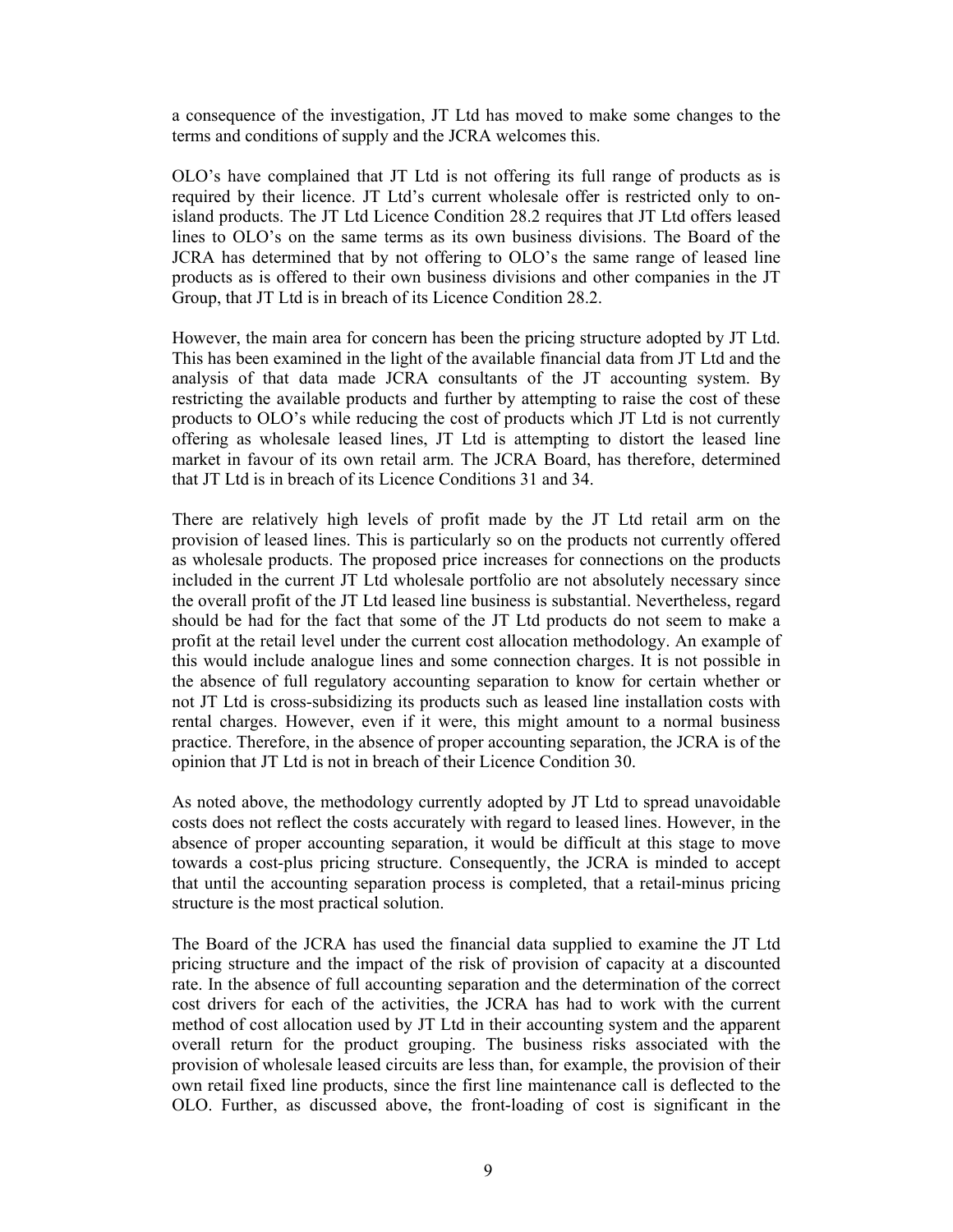a consequence of the investigation, JT Ltd has moved to make some changes to the terms and conditions of supply and the JCRA welcomes this.

OLO's have complained that JT Ltd is not offering its full range of products as is required by their licence. JT Ltd's current wholesale offer is restricted only to on-island products. The JT Ltd Licence Condition 28.2 requires that JT Ltd offers leased lines to OLO's on the same terms as its own business divisions. The Board of the JCRA has determined that by not offering to OLO's the same range of leased line products as is offered to their own business divisions and other companies in the JT Group, that JT Ltd is in breach of its Licence Condition 28.2.

However, the main area for concern has been the pricing structure adopted by JT Ltd. This has been examined in the light of the available financial data from JT Ltd and the analysis of that data made JCRA consultants of the JT accounting system. By restricting the available products and further by attempting to raise the cost of these products to OLO's while reducing the cost of products which JT Ltd is not currently offering as wholesale leased lines, JT Ltd is attempting to distort the leased line market in favour of its own retail arm. The JCRA Board, has therefore, determined that JT Ltd is in breach of its Licence Conditions 31 and 34.

There are relatively high levels of profit made by the JT Ltd retail arm on the provision of leased lines. This is particularly so on the products not currently offered as wholesale products. The proposed price increases for connections on the products included in the current JT Ltd wholesale portfolio are not absolutely necessary since the overall profit of the JT Ltd leased line business is substantial. Nevertheless, regard should be had for the fact that some of the JT Ltd products do not seem to make a profit at the retail level under the current cost allocation methodology. An example of this would include analogue lines and some connection charges. It is not possible in the absence of full regulatory accounting separation to know for certain whether or not JT Ltd is cross-subsidizing its products such as leased line installation costs with rental charges. However, even if it were, this might amount to a normal business practice. Therefore, in the absence of proper accounting separation, the JCRA is of the opinion that JT Ltd is not in breach of their Licence Condition 30.

As noted above, the methodology currently adopted by JT Ltd to spread unavoidable costs does not reflect the costs accurately with regard to leased lines. However, in the absence of proper accounting separation, it would be difficult at this stage to move towards a cost-plus pricing structure. Consequently, the JCRA is minded to accept that until the accounting separation process is completed, that a retail-minus pricing structure is the most practical solution.

The Board of the JCRA has used the financial data supplied to examine the JT Ltd pricing structure and the impact of the risk of provision of capacity at a discounted rate. In the absence of full accounting separation and the determination of the correct cost drivers for each of the activities, the JCRA has had to work with the current method of cost allocation used by JT Ltd in their accounting system and the apparent overall return for the product grouping. The business risks associated with the provision of wholesale leased circuits are less than, for example, the provision of their own retail fixed line products, since the first line maintenance call is deflected to the OLO. Further, as discussed above, the front-loading of cost is significant in the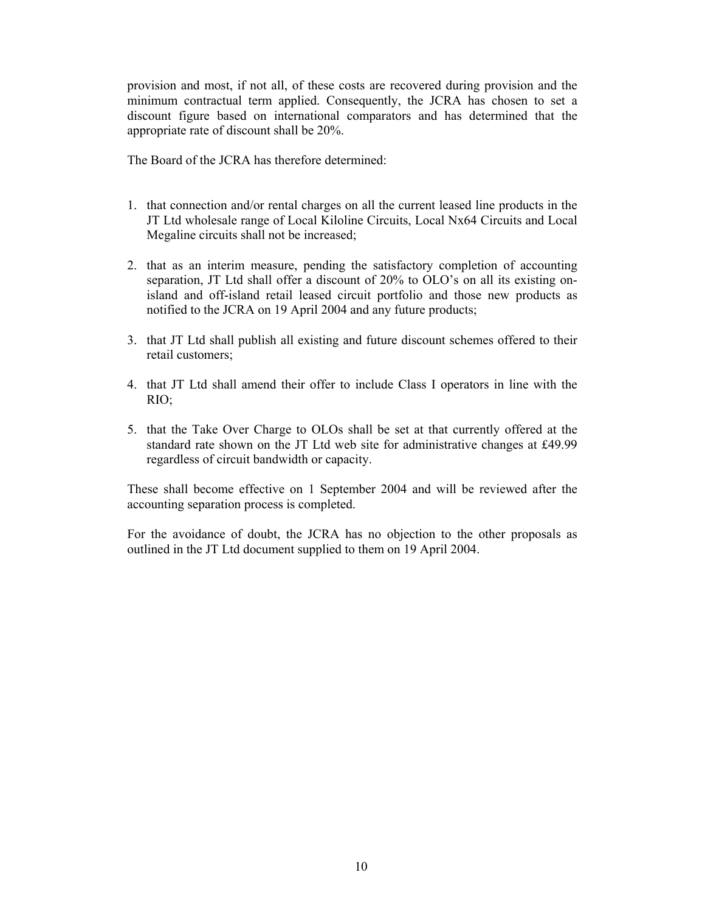provision and most, if not all, of these costs are recovered during provision and the minimum contractual term applied. Consequently, the JCRA has chosen to set a discount figure based on international comparators and has determined that the appropriate rate of discount shall be 20%.

The Board of the JCRA has therefore determined:

1. that connection and/or rental charges on all the current leased line products in the JT Ltd wholesale range of Local Kiloline Circuits, Local Nx64 Circuits and Local Megaline circuits shall not be increased;

2. that as an interim measure, pending the satisfactory completion of accounting separation, JT Ltd shall offer a discount of 20% to OLO's on all its existing on-island and off-island retail leased circuit portfolio and those new products as notified to the JCRA on 19 April 2004 and any future products;

3. that JT Ltd shall publish all existing and future discount schemes offered to their retail customers;

4. that JT Ltd shall amend their offer to include Class I operators in line with the RIO;

5. that the Take Over Charge to OLOs shall be set at that currently offered at the standard rate shown on the JT Ltd web site for administrative changes at £49.99 regardless of circuit bandwidth or capacity.

These shall become effective on 1 September 2004 and will be reviewed after the accounting separation process is completed.

For the avoidance of doubt, the JCRA has no objection to the other proposals as outlined in the JT Ltd document supplied to them on 19 April 2004.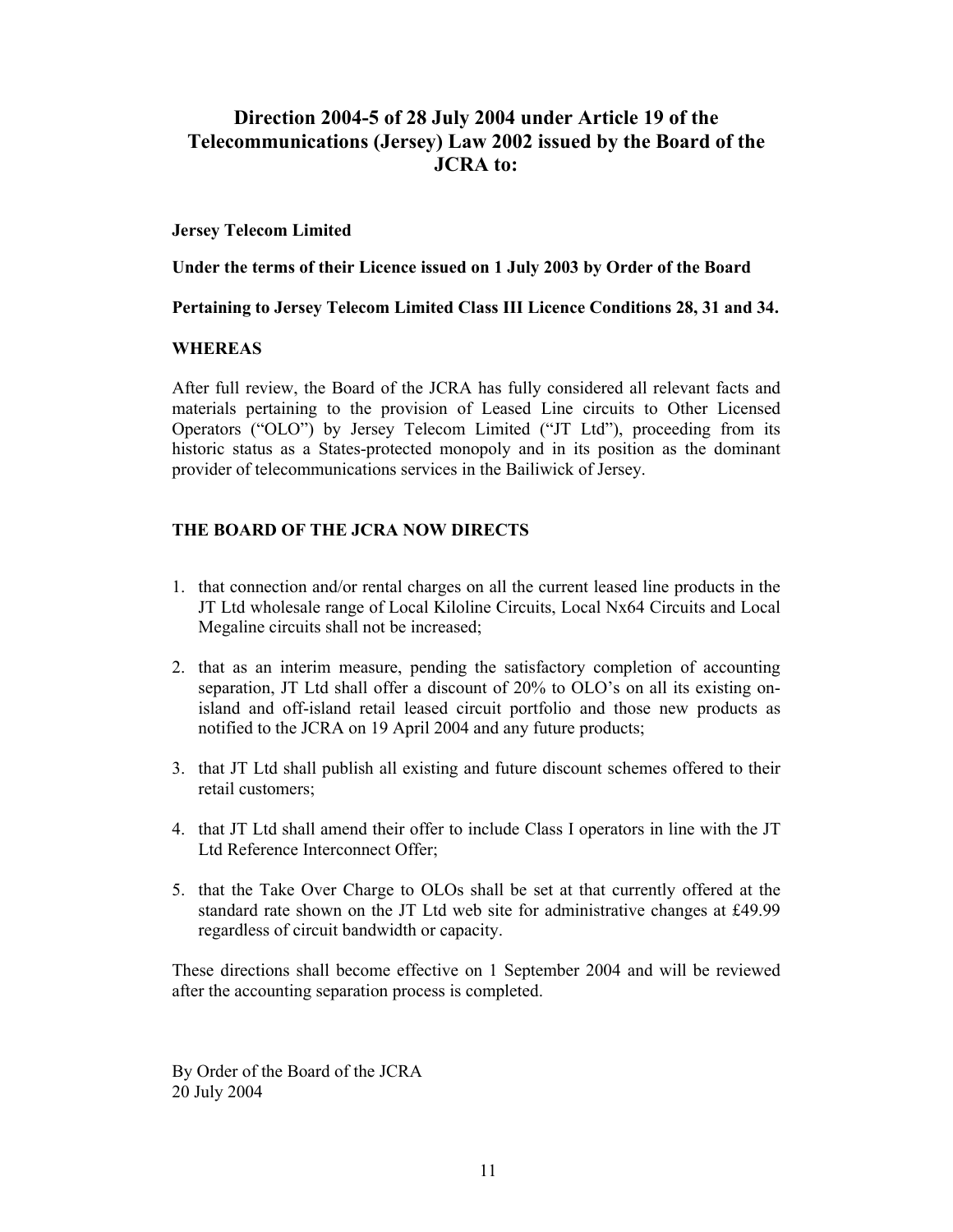# Direction 2004-5 of 28 July 2004 under Article 19 of the Telecommunications (Jersey) Law 2002 issued by the Board of the JCRA to:

**Jersey Telecom Limited**

**Under the terms of their Licence issued on 1 July 2003 by Order of the Board**

**Pertaining to Jersey Telecom Limited Class III Licence Conditions 28, 31 and 34.**

**WHEREAS**

After full review, the Board of the JCRA has fully considered all relevant facts and materials pertaining to the provision of Leased Line circuits to Other Licensed Operators ("OLO") by Jersey Telecom Limited ("JT Ltd"), proceeding from its historic status as a States-protected monopoly and in its position as the dominant provider of telecommunications services in the Bailiwick of Jersey.

**THE BOARD OF THE JCRA NOW DIRECTS**

1. that connection and/or rental charges on all the current leased line products in the JT Ltd wholesale range of Local Kiloline Circuits, Local Nx64 Circuits and Local Megaline circuits shall not be increased;

2. that as an interim measure, pending the satisfactory completion of accounting separation, JT Ltd shall offer a discount of 20% to OLO's on all its existing on-island and off-island retail leased circuit portfolio and those new products as notified to the JCRA on 19 April 2004 and any future products;

3. that JT Ltd shall publish all existing and future discount schemes offered to their retail customers;

4. that JT Ltd shall amend their offer to include Class I operators in line with the JT Ltd Reference Interconnect Offer;

5. that the Take Over Charge to OLOs shall be set at that currently offered at the standard rate shown on the JT Ltd web site for administrative changes at £49.99 regardless of circuit bandwidth or capacity.

These directions shall become effective on 1 September 2004 and will be reviewed after the accounting separation process is completed.

By Order of the Board of the JCRA
20 July 2004